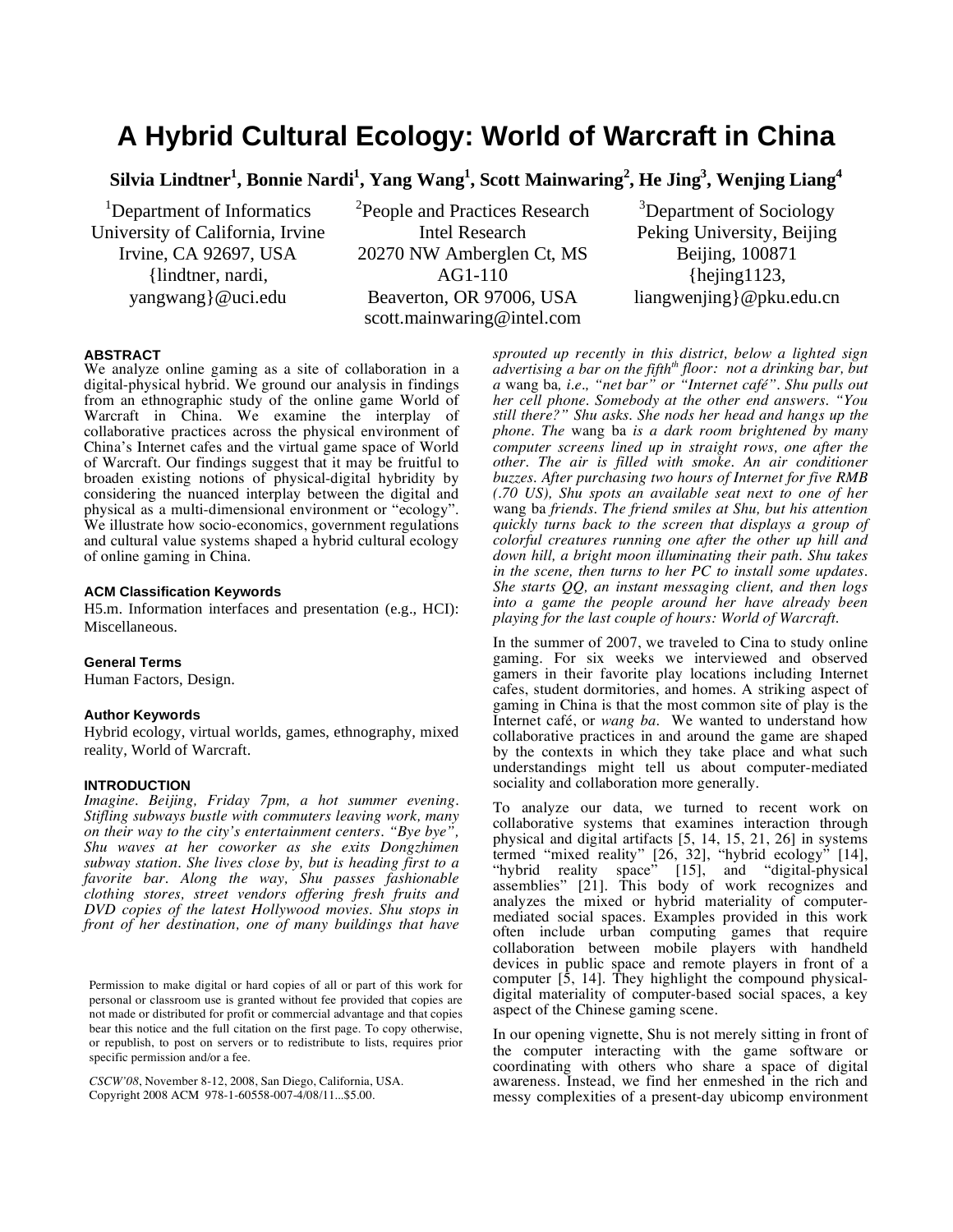# A Hybrid Cultural Ecology: World of Warcraft in China

**Silvia Lindtner[1], Bonnie Nardi[1], Yang Wang[1], Scott Mainwaring[2], He Jing[3], Wenjing Liang[4]**

[1]Department of Informatics
University of California, Irvine
Irvine, CA 92697, USA
{lindtner, nardi, yangwang}@uci.edu

[2]People and Practices Research
Intel Research
20270 NW Amberglen Ct, MS AG1-110
Beaverton, OR 97006, USA
scott.mainwaring@intel.com

[3]Department of Sociology
Peking University, Beijing
Beijing, 100871
{hejing1123, liangwenjing}@pku.edu.cn

### ABSTRACT

We analyze online gaming as a site of collaboration in a digital-physical hybrid. We ground our analysis in findings from an ethnographic study of the online game World of Warcraft in China. We examine the interplay of collaborative practices across the physical environment of China's Internet cafes and the virtual game space of World of Warcraft. Our findings suggest that it may be fruitful to broaden existing notions of physical-digital hybridity by considering the nuanced interplay between the digital and physical as a multi-dimensional environment or "ecology". We illustrate how socio-economics, government regulations and cultural value systems shaped a hybrid cultural ecology of online gaming in China.

### ACM Classification Keywords

H5.m. Information interfaces and presentation (e.g., HCI): Miscellaneous.

### General Terms

Human Factors, Design.

### Author Keywords

Hybrid ecology, virtual worlds, games, ethnography, mixed reality, World of Warcraft.

### INTRODUCTION

*Imagine. Beijing, Friday 7pm, a hot summer evening. Stifling subways bustle with commuters leaving work, many on their way to the city's entertainment centers. "Bye bye", Shu waves at her coworker as she exits Dongzhimen subway station. She lives close by, but is heading first to a favorite bar. Along the way, Shu passes fashionable clothing stores, street vendors offering fresh fruits and DVD copies of the latest Hollywood movies. Shu stops in front of her destination, one of many buildings that have sprouted up recently in this district, below a lighted sign advertising a bar on the fifth$^{th}$ floor: not a drinking bar, but a* wang ba*, i.e., "net bar" or "Internet café". Shu pulls out her cell phone. Somebody at the other end answers. "You still there?" Shu asks. She nods her head and hangs up the phone. The* wang ba *is a dark room brightened by many computer screens lined up in straight rows, one after the other. The air is filled with smoke. An air conditioner buzzes. After purchasing two hours of Internet for five RMB (.70 US), Shu spots an available seat next to one of her* wang ba *friends. The friend smiles at Shu, but his attention quickly turns back to the screen that displays a group of colorful creatures running one after the other up hill and down hill, a bright moon illuminating their path. Shu takes in the scene, then turns to her PC to install some updates. She starts QQ, an instant messaging client, and then logs into a game the people around her have already been playing for the last couple of hours: World of Warcraft.*

In the summer of 2007, we traveled to Cina to study online gaming. For six weeks we interviewed and observed gamers in their favorite play locations including Internet cafes, student dormitories, and homes. A striking aspect of gaming in China is that the most common site of play is the Internet café, or *wang ba*. We wanted to understand how collaborative practices in and around the game are shaped by the contexts in which they take place and what such understandings might tell us about computer-mediated sociality and collaboration more generally.

To analyze our data, we turned to recent work on collaborative systems that examines interaction through physical and digital artifacts [5, 14, 15, 21, 26] in systems termed "mixed reality" [26, 32], "hybrid ecology" [14], "hybrid reality space" [15], and "digital-physical assemblies" [21]. This body of work recognizes and analyzes the mixed or hybrid materiality of computer-mediated social spaces. Examples provided in this work often include urban computing games that require collaboration between mobile players with handheld devices in public space and remote players in front of a computer [5, 14]. They highlight the compound physical-digital materiality of computer-based social spaces, a key aspect of the Chinese gaming scene.

In our opening vignette, Shu is not merely sitting in front of the computer interacting with the game software or coordinating with others who share a space of digital awareness. Instead, we find her enmeshed in the rich and messy complexities of a present-day ubicomp environment

Permission to make digital or hard copies of all or part of this work for personal or classroom use is granted without fee provided that copies are not made or distributed for profit or commercial advantage and that copies bear this notice and the full citation on the first page. To copy otherwise, or republish, to post on servers or to redistribute to lists, requires prior specific permission and/or a fee.

*CSCW'08*, November 8-12, 2008, San Diego, California, USA.
Copyright 2008 ACM 978-1-60558-007-4/08/11...$5.00.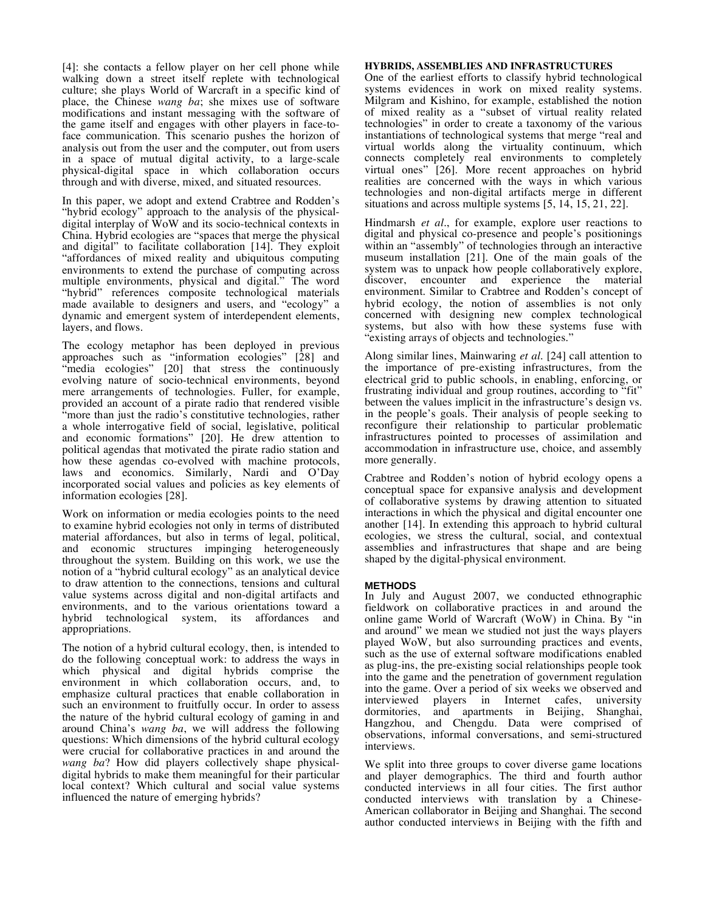[4]: she contacts a fellow player on her cell phone while walking down a street itself replete with technological culture; she plays World of Warcraft in a specific kind of place, the Chinese *wang ba*; she mixes use of software modifications and instant messaging with the software of the game itself and engages with other players in face-to-face communication. This scenario pushes the horizon of analysis out from the user and the computer, out from users in a space of mutual digital activity, to a large-scale physical-digital space in which collaboration occurs through and with diverse, mixed, and situated resources.

In this paper, we adopt and extend Crabtree and Rodden's "hybrid ecology" approach to the analysis of the physical-digital interplay of WoW and its socio-technical contexts in China. Hybrid ecologies are "spaces that merge the physical and digital" to facilitate collaboration [14]. They exploit "affordances of mixed reality and ubiquitous computing environments to extend the purchase of computing across multiple environments, physical and digital." The word "hybrid" references composite technological materials made available to designers and users, and "ecology" a dynamic and emergent system of interdependent elements, layers, and flows.

The ecology metaphor has been deployed in previous approaches such as "information ecologies" [28] and "media ecologies" [20] that stress the continuously evolving nature of socio-technical environments, beyond mere arrangements of technologies. Fuller, for example, provided an account of a pirate radio that rendered visible "more than just the radio's constitutive technologies, rather a whole interrogative field of social, legislative, political and economic formations" [20]. He drew attention to political agendas that motivated the pirate radio station and how these agendas co-evolved with machine protocols, laws and economics. Similarly, Nardi and O'Day incorporated social values and policies as key elements of information ecologies [28].

Work on information or media ecologies points to the need to examine hybrid ecologies not only in terms of distributed material affordances, but also in terms of legal, political, and economic structures impinging heterogeneously throughout the system. Building on this work, we use the notion of a "hybrid cultural ecology" as an analytical device to draw attention to the connections, tensions and cultural value systems across digital and non-digital artifacts and environments, and to the various orientations toward a hybrid technological system, its affordances and appropriations.

The notion of a hybrid cultural ecology, then, is intended to do the following conceptual work: to address the ways in which physical and digital hybrids comprise the environment in which collaboration occurs, and, to emphasize cultural practices that enable collaboration in such an environment to fruitfully occur. In order to assess the nature of the hybrid cultural ecology of gaming in and around China's *wang ba*, we will address the following questions: Which dimensions of the hybrid cultural ecology were crucial for collaborative practices in and around the *wang ba*? How did players collectively shape physical-digital hybrids to make them meaningful for their particular local context? Which cultural and social value systems influenced the nature of emerging hybrids?

## HYBRIDS, ASSEMBLIES AND INFRASTRUCTURES

One of the earliest efforts to classify hybrid technological systems evidences in work on mixed reality systems. Milgram and Kishino, for example, established the notion of mixed reality as a "subset of virtual reality related technologies" in order to create a taxonomy of the various instantiations of technological systems that merge "real and virtual worlds along the virtuality continuum, which connects completely real environments to completely virtual ones" [26]. More recent approaches on hybrid realities are concerned with the ways in which various technologies and non-digital artifacts merge in different situations and across multiple systems [5, 14, 15, 21, 22].

Hindmarsh *et al*., for example, explore user reactions to digital and physical co-presence and people's positionings within an "assembly" of technologies through an interactive museum installation [21]. One of the main goals of the system was to unpack how people collaboratively explore, discover, encounter and experience the material environment. Similar to Crabtree and Rodden's concept of hybrid ecology, the notion of assemblies is not only concerned with designing new complex technological systems, but also with how these systems fuse with "existing arrays of objects and technologies."

Along similar lines, Mainwaring *et al*. [24] call attention to the importance of pre-existing infrastructures, from the electrical grid to public schools, in enabling, enforcing, or frustrating individual and group routines, according to "fit" between the values implicit in the infrastructure's design vs. in the people's goals. Their analysis of people seeking to reconfigure their relationship to particular problematic infrastructures pointed to processes of assimilation and accommodation in infrastructure use, choice, and assembly more generally.

Crabtree and Rodden's notion of hybrid ecology opens a conceptual space for expansive analysis and development of collaborative systems by drawing attention to situated interactions in which the physical and digital encounter one another [14]. In extending this approach to hybrid cultural ecologies, we stress the cultural, social, and contextual assemblies and infrastructures that shape and are being shaped by the digital-physical environment.

## METHODS

In July and August 2007, we conducted ethnographic fieldwork on collaborative practices in and around the online game World of Warcraft (WoW) in China. By "in and around" we mean we studied not just the ways players played WoW, but also surrounding practices and events, such as the use of external software modifications enabled as plug-ins, the pre-existing social relationships people took into the game and the penetration of government regulation into the game. Over a period of six weeks we observed and interviewed players in Internet cafes, university dormitories, and apartments in Beijing, Shanghai, Hangzhou, and Chengdu. Data were comprised of observations, informal conversations, and semi-structured interviews.

We split into three groups to cover diverse game locations and player demographics. The third and fourth author conducted interviews in all four cities. The first author conducted interviews with translation by a Chinese-American collaborator in Beijing and Shanghai. The second author conducted interviews in Beijing with the fifth and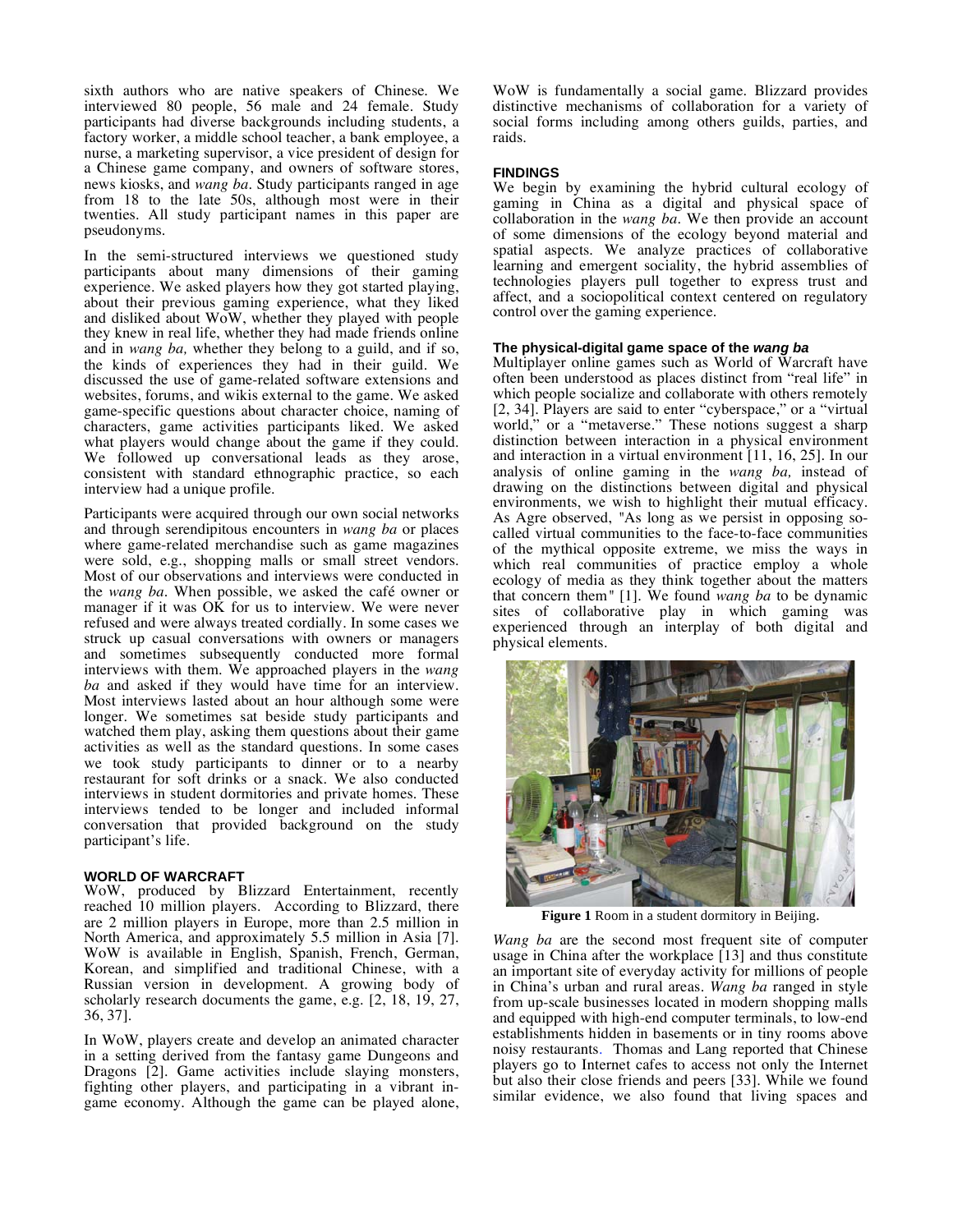sixth authors who are native speakers of Chinese. We interviewed 80 people, 56 male and 24 female. Study participants had diverse backgrounds including students, a factory worker, a middle school teacher, a bank employee, a nurse, a marketing supervisor, a vice president of design for a Chinese game company, and owners of software stores, news kiosks, and *wang ba*. Study participants ranged in age from 18 to the late 50s, although most were in their twenties. All study participant names in this paper are pseudonyms.

In the semi-structured interviews we questioned study participants about many dimensions of their gaming experience. We asked players how they got started playing, about their previous gaming experience, what they liked and disliked about WoW, whether they played with people they knew in real life, whether they had made friends online and in *wang ba,* whether they belong to a guild, and if so, the kinds of experiences they had in their guild. We discussed the use of game-related software extensions and websites, forums, and wikis external to the game. We asked game-specific questions about character choice, naming of characters, game activities participants liked. We asked what players would change about the game if they could. We followed up conversational leads as they arose, consistent with standard ethnographic practice, so each interview had a unique profile.

Participants were acquired through our own social networks and through serendipitous encounters in *wang ba* or places where game-related merchandise such as game magazines were sold, e.g., shopping malls or small street vendors. Most of our observations and interviews were conducted in the *wang ba*. When possible, we asked the café owner or manager if it was OK for us to interview. We were never refused and were always treated cordially. In some cases we struck up casual conversations with owners or managers and sometimes subsequently conducted more formal interviews with them. We approached players in the *wang ba* and asked if they would have time for an interview. Most interviews lasted about an hour although some were longer. We sometimes sat beside study participants and watched them play, asking them questions about their game activities as well as the standard questions. In some cases we took study participants to dinner or to a nearby restaurant for soft drinks or a snack. We also conducted interviews in student dormitories and private homes. These interviews tended to be longer and included informal conversation that provided background on the study participant's life.

## WORLD OF WARCRAFT

WoW, produced by Blizzard Entertainment, recently reached 10 million players. According to Blizzard, there are 2 million players in Europe, more than 2.5 million in North America, and approximately 5.5 million in Asia [7]. WoW is available in English, Spanish, French, German, Korean, and simplified and traditional Chinese, with a Russian version in development. A growing body of scholarly research documents the game, e.g. [2, 18, 19, 27, 36, 37].

In WoW, players create and develop an animated character in a setting derived from the fantasy game Dungeons and Dragons [2]. Game activities include slaying monsters, fighting other players, and participating in a vibrant in-game economy. Although the game can be played alone, WoW is fundamentally a social game. Blizzard provides distinctive mechanisms of collaboration for a variety of social forms including among others guilds, parties, and raids.

## FINDINGS

We begin by examining the hybrid cultural ecology of gaming in China as a digital and physical space of collaboration in the *wang ba*. We then provide an account of some dimensions of the ecology beyond material and spatial aspects. We analyze practices of collaborative learning and emergent sociality, the hybrid assemblies of technologies players pull together to express trust and affect, and a sociopolitical context centered on regulatory control over the gaming experience.

### The physical-digital game space of the *wang ba*

Multiplayer online games such as World of Warcraft have often been understood as places distinct from "real life" in which people socialize and collaborate with others remotely [2, 34]. Players are said to enter "cyberspace," or a "virtual world," or a "metaverse." These notions suggest a sharp distinction between interaction in a physical environment and interaction in a virtual environment [11, 16, 25]. In our analysis of online gaming in the *wang ba,* instead of drawing on the distinctions between digital and physical environments, we wish to highlight their mutual efficacy. As Agre observed, "As long as we persist in opposing so-called virtual communities to the face-to-face communities of the mythical opposite extreme, we miss the ways in which real communities of practice employ a whole ecology of media as they think together about the matters that concern them" [1]. We found *wang ba* to be dynamic sites of collaborative play in which gaming was experienced through an interplay of both digital and physical elements.

**Figure 1** Room in a student dormitory in Beijing.

*Wang ba* are the second most frequent site of computer usage in China after the workplace [13] and thus constitute an important site of everyday activity for millions of people in China's urban and rural areas. *Wang ba* ranged in style from up-scale businesses located in modern shopping malls and equipped with high-end computer terminals, to low-end establishments hidden in basements or in tiny rooms above noisy restaurants. Thomas and Lang reported that Chinese players go to Internet cafes to access not only the Internet but also their close friends and peers [33]. While we found similar evidence, we also found that living spaces and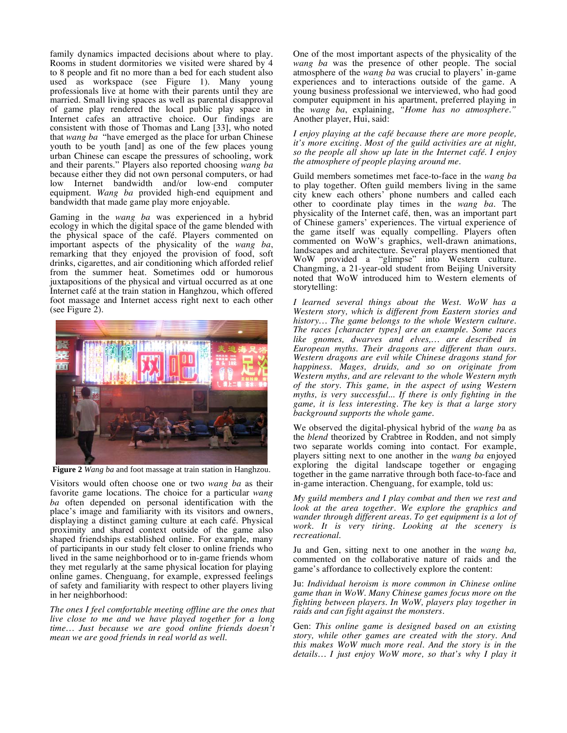family dynamics impacted decisions about where to play. Rooms in student dormitories we visited were shared by 4 to 8 people and fit no more than a bed for each student also used as workspace (see Figure 1). Many young professionals live at home with their parents until they are married. Small living spaces as well as parental disapproval of game play rendered the local public play space in Internet cafes an attractive choice. Our findings are consistent with those of Thomas and Lang [33], who noted that *wang ba* "have emerged as the place for urban Chinese youth to be youth [and] as one of the few places young urban Chinese can escape the pressures of schooling, work and their parents." Players reported choosing *wang ba* because either they did not own personal computers, or had low Internet bandwidth and/or low-end computer equipment. *Wang ba* provided high-end equipment and bandwidth that made game play more enjoyable.

Gaming in the *wang ba* was experienced in a hybrid ecology in which the digital space of the game blended with the physical space of the café. Players commented on important aspects of the physicality of the *wang ba*, remarking that they enjoyed the provision of food, soft drinks, cigarettes, and air conditioning which afforded relief from the summer heat. Sometimes odd or humorous juxtapositions of the physical and virtual occurred as at one Internet café at the train station in Hanghzou, which offered foot massage and Internet access right next to each other (see Figure 2).

**Figure 2** *Wang ba* and foot massage at train station in Hanghzou.

Visitors would often choose one or two *wang ba* as their favorite game locations. The choice for a particular *wang ba* often depended on personal identification with the place's image and familiarity with its visitors and owners, displaying a distinct gaming culture at each café. Physical proximity and shared context outside of the game also shaped friendships established online. For example, many of participants in our study felt closer to online friends who lived in the same neighborhood or to in-game friends whom they met regularly at the same physical location for playing online games. Chenguang, for example, expressed feelings of safety and familiarity with respect to other players living in her neighborhood:

*The ones I feel comfortable meeting offline are the ones that live close to me and we have played together for a long time… Just because we are good online friends doesn't mean we are good friends in real world as well.*

One of the most important aspects of the physicality of the *wang ba* was the presence of other people. The social atmosphere of the *wang ba* was crucial to players' in-game experiences and to interactions outside of the game. A young business professional we interviewed, who had good computer equipment in his apartment, preferred playing in the *wang ba*, explaining, *"Home has no atmosphere."* Another player, Hui, said:

*I enjoy playing at the café because there are more people, it's more exciting. Most of the guild activities are at night, so the people all show up late in the Internet café. I enjoy the atmosphere of people playing around me.*

Guild members sometimes met face-to-face in the *wang ba* to play together. Often guild members living in the same city knew each others' phone numbers and called each other to coordinate play times in the *wang ba*. The physicality of the Internet café, then, was an important part of Chinese gamers' experiences. The virtual experience of the game itself was equally compelling. Players often commented on WoW's graphics, well-drawn animations, landscapes and architecture. Several players mentioned that WoW provided a "glimpse" into Western culture. Changming, a 21-year-old student from Beijing University noted that WoW introduced him to Western elements of storytelling:

*I learned several things about the West. WoW has a Western story, which is different from Eastern stories and history… The game belongs to the whole Western culture. The races [character types] are an example. Some races like gnomes, dwarves and elves,… are described in European myths. Their dragons are different than ours. Western dragons are evil while Chinese dragons stand for happiness. Mages, druids, and so on originate from Western myths, and are relevant to the whole Western myth of the story. This game, in the aspect of using Western myths, is very successful... If there is only fighting in the game, it is less interesting. The key is that a large story background supports the whole game.*

We observed the digital-physical hybrid of the *wang ba* as the *blend* theorized by Crabtree in Rodden, and not simply two separate worlds coming into contact. For example, players sitting next to one another in the *wang ba* enjoyed exploring the digital landscape together or engaging together in the game narrative through both face-to-face and in-game interaction. Chenguang, for example, told us:

*My guild members and I play combat and then we rest and look at the area together. We explore the graphics and wander through different areas. To get equipment is a lot of work. It is very tiring. Looking at the scenery is recreational.*

Ju and Gen, sitting next to one another in the *wang ba,* commented on the collaborative nature of raids and the game's affordance to collectively explore the content:

Ju: *Individual heroism is more common in Chinese online game than in WoW. Many Chinese games focus more on the fighting between players. In WoW, players play together in raids and can fight against the monsters.*

Gen: *This online game is designed based on an existing story, while other games are created with the story. And this makes WoW much more real. And the story is in the details… I just enjoy WoW more, so that's why I play it*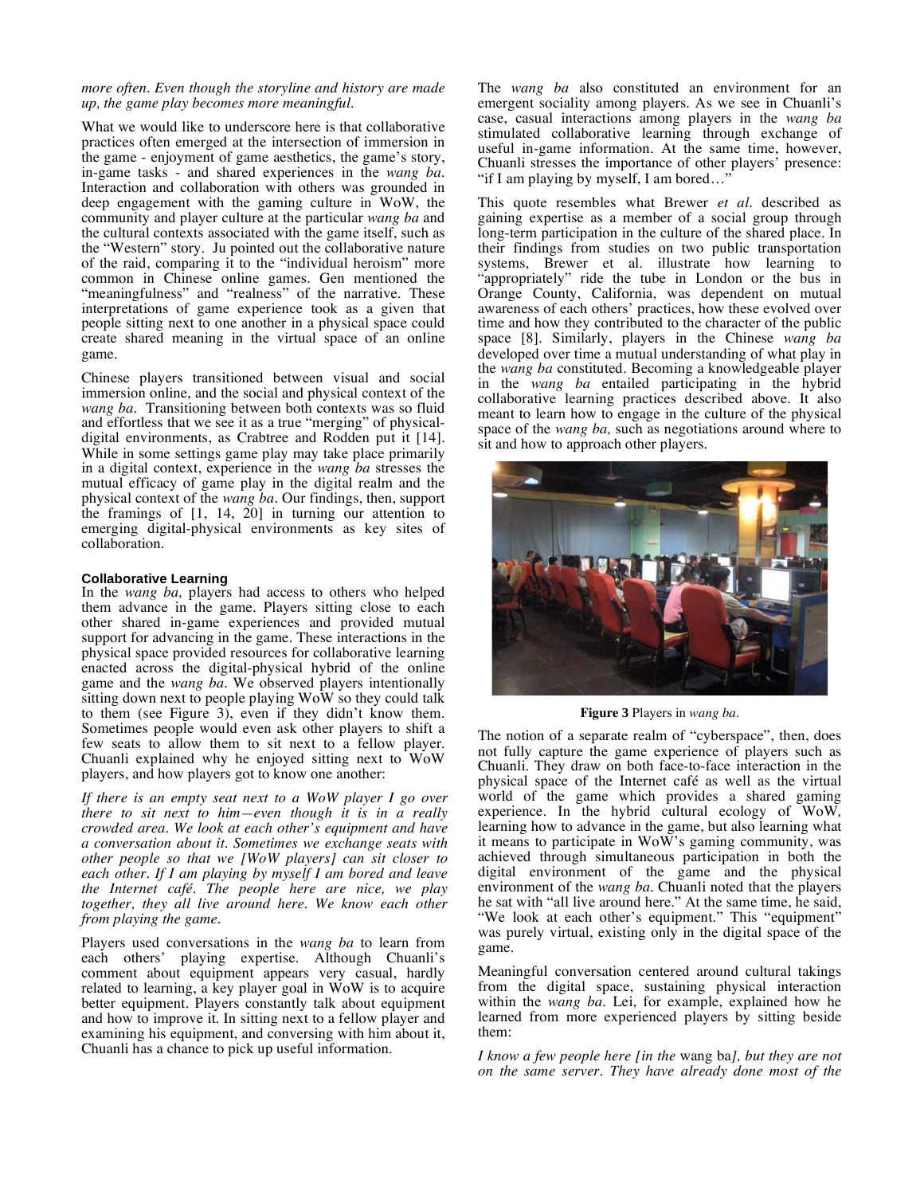*more often. Even though the storyline and history are made up, the game play becomes more meaningful.*

What we would like to underscore here is that collaborative practices often emerged at the intersection of immersion in the game - enjoyment of game aesthetics, the game's story, in-game tasks - and shared experiences in the *wang ba*. Interaction and collaboration with others was grounded in deep engagement with the gaming culture in WoW, the community and player culture at the particular *wang ba* and the cultural contexts associated with the game itself, such as the "Western" story. Ju pointed out the collaborative nature of the raid, comparing it to the "individual heroism" more common in Chinese online games. Gen mentioned the "meaningfulness" and "realness" of the narrative. These interpretations of game experience took as a given that people sitting next to one another in a physical space could create shared meaning in the virtual space of an online game.

Chinese players transitioned between visual and social immersion online, and the social and physical context of the *wang ba*. Transitioning between both contexts was so fluid and effortless that we see it as a true "merging" of physical-digital environments, as Crabtree and Rodden put it [14]. While in some settings game play may take place primarily in a digital context, experience in the *wang ba* stresses the mutual efficacy of game play in the digital realm and the physical context of the *wang ba*. Our findings, then, support the framings of [1, 14, 20] in turning our attention to emerging digital-physical environments as key sites of collaboration.

### Collaborative Learning

In the *wang ba,* players had access to others who helped them advance in the game. Players sitting close to each other shared in-game experiences and provided mutual support for advancing in the game. These interactions in the physical space provided resources for collaborative learning enacted across the digital-physical hybrid of the online game and the *wang ba*. We observed players intentionally sitting down next to people playing WoW so they could talk to them (see Figure 3), even if they didn't know them. Sometimes people would even ask other players to shift a few seats to allow them to sit next to a fellow player. Chuanli explained why he enjoyed sitting next to WoW players, and how players got to know one another:

*If there is an empty seat next to a WoW player I go over there to sit next to him—even though it is in a really crowded area. We look at each other's equipment and have a conversation about it. Sometimes we exchange seats with other people so that we [WoW players] can sit closer to each other. If I am playing by myself I am bored and leave the Internet café. The people here are nice, we play together, they all live around here. We know each other from playing the game.*

Players used conversations in the *wang ba* to learn from each others' playing expertise. Although Chuanli's comment about equipment appears very casual, hardly related to learning, a key player goal in WoW is to acquire better equipment. Players constantly talk about equipment and how to improve it. In sitting next to a fellow player and examining his equipment, and conversing with him about it, Chuanli has a chance to pick up useful information.

The *wang ba* also constituted an environment for an emergent sociality among players. As we see in Chuanli's case, casual interactions among players in the *wang ba* stimulated collaborative learning through exchange of useful in-game information. At the same time, however, Chuanli stresses the importance of other players' presence: "if I am playing by myself, I am bored…"

This quote resembles what Brewer *et al.* described as gaining expertise as a member of a social group through long-term participation in the culture of the shared place. In their findings from studies on two public transportation systems, Brewer et al. illustrate how learning to "appropriately" ride the tube in London or the bus in Orange County, California, was dependent on mutual awareness of each others' practices, how these evolved over time and how they contributed to the character of the public space [8]. Similarly, players in the Chinese *wang ba* developed over time a mutual understanding of what play in the *wang ba* constituted. Becoming a knowledgeable player in the *wang ba* entailed participating in the hybrid collaborative learning practices described above. It also meant to learn how to engage in the culture of the physical space of the *wang ba,* such as negotiations around where to sit and how to approach other players.

**Figure 3** Players in *wang ba*.

The notion of a separate realm of "cyberspace", then, does not fully capture the game experience of players such as Chuanli. They draw on both face-to-face interaction in the physical space of the Internet café as well as the virtual world of the game which provides a shared gaming experience. In the hybrid cultural ecology of WoW*,* learning how to advance in the game, but also learning what it means to participate in WoW's gaming community, was achieved through simultaneous participation in both the digital environment of the game and the physical environment of the *wang ba*. Chuanli noted that the players he sat with "all live around here." At the same time, he said, "We look at each other's equipment." This "equipment" was purely virtual, existing only in the digital space of the game.

Meaningful conversation centered around cultural takings from the digital space, sustaining physical interaction within the *wang ba*. Lei, for example, explained how he learned from more experienced players by sitting beside them:

*I know a few people here [in the* wang ba*], but they are not on the same server. They have already done most of the*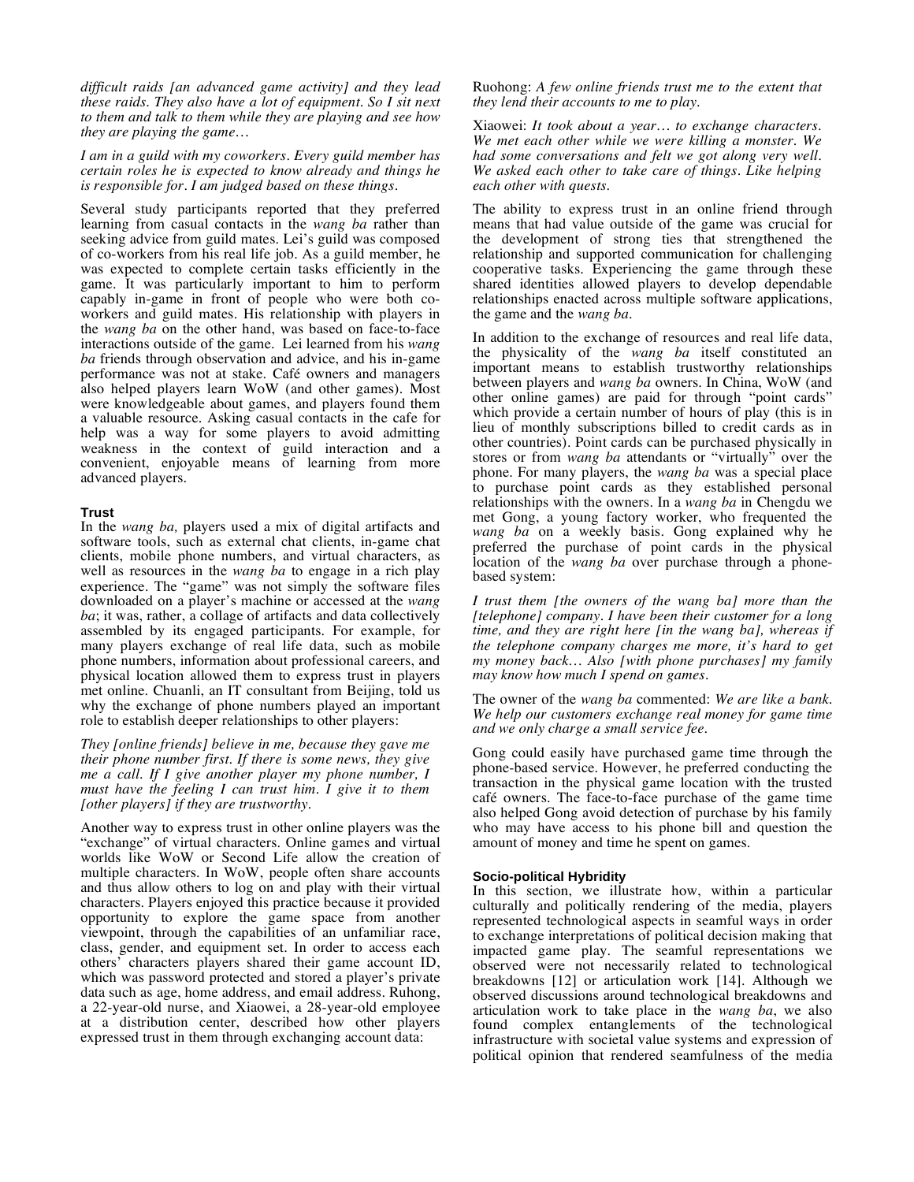*difficult raids [an advanced game activity] and they lead these raids. They also have a lot of equipment. So I sit next to them and talk to them while they are playing and see how they are playing the game…*

*I am in a guild with my coworkers. Every guild member has certain roles he is expected to know already and things he is responsible for. I am judged based on these things.*

Several study participants reported that they preferred learning from casual contacts in the *wang ba* rather than seeking advice from guild mates. Lei's guild was composed of co-workers from his real life job. As a guild member, he was expected to complete certain tasks efficiently in the game. It was particularly important to him to perform capably in-game in front of people who were both co-workers and guild mates. His relationship with players in the *wang ba* on the other hand, was based on face-to-face interactions outside of the game. Lei learned from his *wang ba* friends through observation and advice, and his in-game performance was not at stake. Café owners and managers also helped players learn WoW (and other games). Most were knowledgeable about games, and players found them a valuable resource. Asking casual contacts in the cafe for help was a way for some players to avoid admitting weakness in the context of guild interaction and a convenient, enjoyable means of learning from more advanced players.

### Trust

In the *wang ba*, players used a mix of digital artifacts and software tools, such as external chat clients, in-game chat clients, mobile phone numbers, and virtual characters, as well as resources in the *wang ba* to engage in a rich play experience. The "game" was not simply the software files downloaded on a player's machine or accessed at the *wang ba*; it was, rather, a collage of artifacts and data collectively assembled by its engaged participants. For example, for many players exchange of real life data, such as mobile phone numbers, information about professional careers, and physical location allowed them to express trust in players met online. Chuanli, an IT consultant from Beijing, told us why the exchange of phone numbers played an important role to establish deeper relationships to other players:

*They [online friends] believe in me, because they gave me their phone number first. If there is some news, they give me a call. If I give another player my phone number, I must have the feeling I can trust him. I give it to them [other players] if they are trustworthy.*

Another way to express trust in other online players was the "exchange" of virtual characters. Online games and virtual worlds like WoW or Second Life allow the creation of multiple characters. In WoW, people often share accounts and thus allow others to log on and play with their virtual characters. Players enjoyed this practice because it provided opportunity to explore the game space from another viewpoint, through the capabilities of an unfamiliar race, class, gender, and equipment set. In order to access each others' characters players shared their game account ID, which was password protected and stored a player's private data such as age, home address, and email address. Ruhong, a 22-year-old nurse, and Xiaowei, a 28-year-old employee at a distribution center, described how other players expressed trust in them through exchanging account data:

Ruohong: *A few online friends trust me to the extent that they lend their accounts to me to play.*

Xiaowei: *It took about a year… to exchange characters. We met each other while we were killing a monster. We had some conversations and felt we got along very well. We asked each other to take care of things. Like helping each other with quests.*

The ability to express trust in an online friend through means that had value outside of the game was crucial for the development of strong ties that strengthened the relationship and supported communication for challenging cooperative tasks. Experiencing the game through these shared identities allowed players to develop dependable relationships enacted across multiple software applications, the game and the *wang ba*.

In addition to the exchange of resources and real life data, the physicality of the *wang ba* itself constituted an important means to establish trustworthy relationships between players and *wang ba* owners. In China, WoW (and other online games) are paid for through "point cards" which provide a certain number of hours of play (this is in lieu of monthly subscriptions billed to credit cards as in other countries). Point cards can be purchased physically in stores or from *wang ba* attendants or "virtually" over the phone. For many players, the *wang ba* was a special place to purchase point cards as they established personal relationships with the owners. In a *wang ba* in Chengdu we met Gong, a young factory worker, who frequented the *wang ba* on a weekly basis. Gong explained why he preferred the purchase of point cards in the physical location of the *wang ba* over purchase through a phone-based system:

*I trust them [the owners of the wang ba] more than the [telephone] company. I have been their customer for a long time, and they are right here [in the wang ba], whereas if the telephone company charges me more, it's hard to get my money back… Also [with phone purchases] my family may know how much I spend on games.*

The owner of the *wang ba* commented: *We are like a bank. We help our customers exchange real money for game time and we only charge a small service fee.*

Gong could easily have purchased game time through the phone-based service. However, he preferred conducting the transaction in the physical game location with the trusted café owners. The face-to-face purchase of the game time also helped Gong avoid detection of purchase by his family who may have access to his phone bill and question the amount of money and time he spent on games.

### Socio-political Hybridity

In this section, we illustrate how, within a particular culturally and politically rendering of the media, players represented technological aspects in seamful ways in order to exchange interpretations of political decision making that impacted game play. The seamful representations we observed were not necessarily related to technological breakdowns [12] or articulation work [14]. Although we observed discussions around technological breakdowns and articulation work to take place in the *wang ba*, we also found complex entanglements of the technological infrastructure with societal value systems and expression of political opinion that rendered seamfulness of the media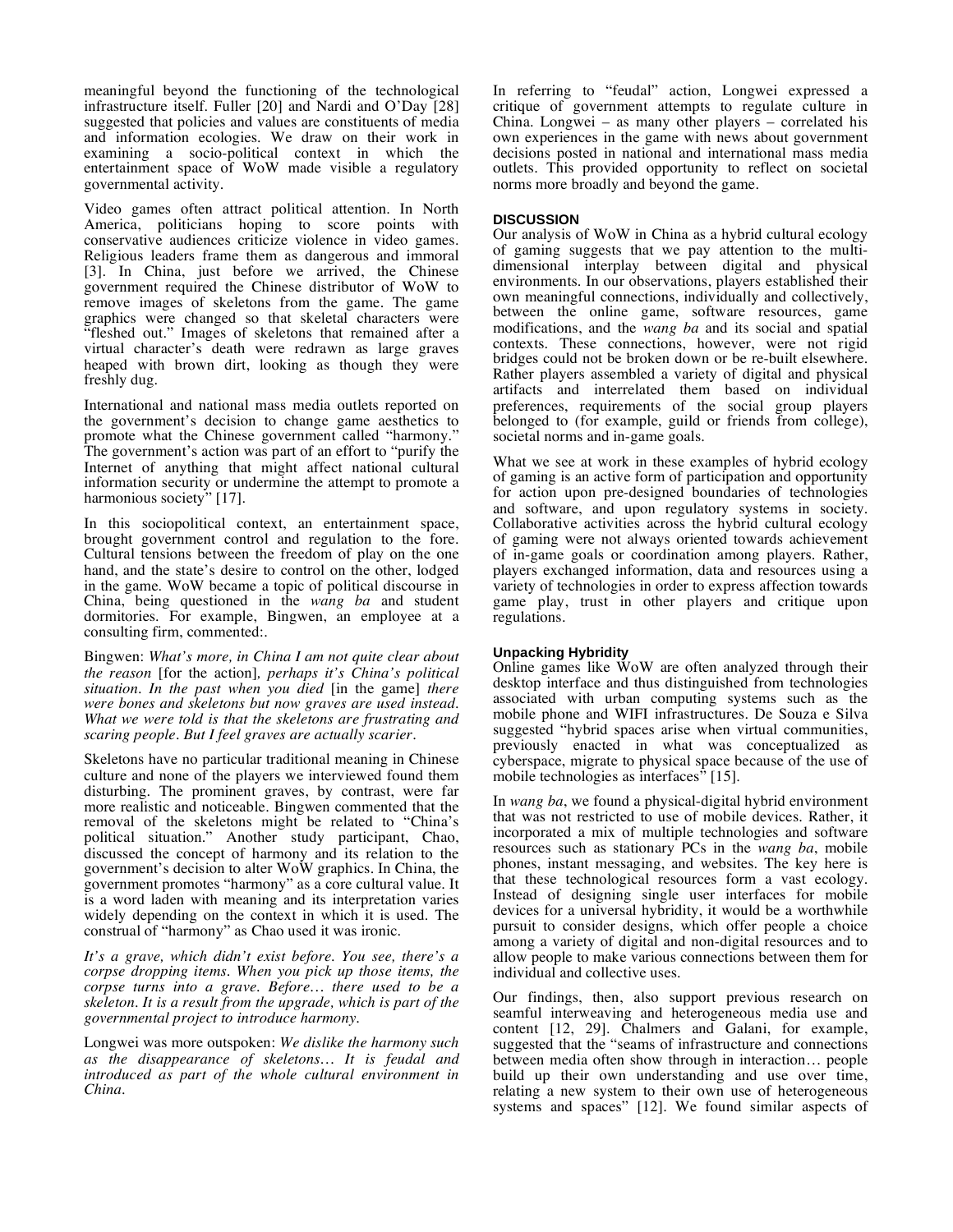meaningful beyond the functioning of the technological infrastructure itself. Fuller [20] and Nardi and O'Day [28] suggested that policies and values are constituents of media and information ecologies. We draw on their work in examining a socio-political context in which the entertainment space of WoW made visible a regulatory governmental activity.

Video games often attract political attention. In North America, politicians hoping to score points with conservative audiences criticize violence in video games. Religious leaders frame them as dangerous and immoral [3]. In China, just before we arrived, the Chinese government required the Chinese distributor of WoW to remove images of skeletons from the game. The game graphics were changed so that skeletal characters were "fleshed out." Images of skeletons that remained after a virtual character's death were redrawn as large graves heaped with brown dirt, looking as though they were freshly dug.

International and national mass media outlets reported on the government's decision to change game aesthetics to promote what the Chinese government called "harmony." The government's action was part of an effort to "purify the Internet of anything that might affect national cultural information security or undermine the attempt to promote a harmonious society" [17].

In this sociopolitical context, an entertainment space, brought government control and regulation to the fore. Cultural tensions between the freedom of play on the one hand, and the state's desire to control on the other, lodged in the game. WoW became a topic of political discourse in China, being questioned in the *wang ba* and student dormitories. For example, Bingwen, an employee at a consulting firm, commented:.

Bingwen: *What's more, in China I am not quite clear about the reason* [for the action]*, perhaps it's China's political situation. In the past when you died* [in the game] *there were bones and skeletons but now graves are used instead. What we were told is that the skeletons are frustrating and scaring people. But I feel graves are actually scarier.*

Skeletons have no particular traditional meaning in Chinese culture and none of the players we interviewed found them disturbing. The prominent graves, by contrast, were far more realistic and noticeable. Bingwen commented that the removal of the skeletons might be related to "China's political situation." Another study participant, Chao, discussed the concept of harmony and its relation to the government's decision to alter WoW graphics. In China, the government promotes "harmony" as a core cultural value. It is a word laden with meaning and its interpretation varies widely depending on the context in which it is used. The construal of "harmony" as Chao used it was ironic.

*It's a grave, which didn't exist before. You see, there's a corpse dropping items. When you pick up those items, the corpse turns into a grave. Before… there used to be a skeleton. It is a result from the upgrade, which is part of the governmental project to introduce harmony.*

Longwei was more outspoken: *We dislike the harmony such as the disappearance of skeletons… It is feudal and introduced as part of the whole cultural environment in China.*

In referring to "feudal" action, Longwei expressed a critique of government attempts to regulate culture in China. Longwei – as many other players – correlated his own experiences in the game with news about government decisions posted in national and international mass media outlets. This provided opportunity to reflect on societal norms more broadly and beyond the game.

## DISCUSSION

Our analysis of WoW in China as a hybrid cultural ecology of gaming suggests that we pay attention to the multi-dimensional interplay between digital and physical environments. In our observations, players established their own meaningful connections, individually and collectively, between the online game, software resources, game modifications, and the *wang ba* and its social and spatial contexts. These connections, however, were not rigid bridges could not be broken down or be re-built elsewhere. Rather players assembled a variety of digital and physical artifacts and interrelated them based on individual preferences, requirements of the social group players belonged to (for example, guild or friends from college), societal norms and in-game goals.

What we see at work in these examples of hybrid ecology of gaming is an active form of participation and opportunity for action upon pre-designed boundaries of technologies and software, and upon regulatory systems in society. Collaborative activities across the hybrid cultural ecology of gaming were not always oriented towards achievement of in-game goals or coordination among players. Rather, players exchanged information, data and resources using a variety of technologies in order to express affection towards game play, trust in other players and critique upon regulations.

### Unpacking Hybridity

Online games like WoW are often analyzed through their desktop interface and thus distinguished from technologies associated with urban computing systems such as the mobile phone and WIFI infrastructures. De Souza e Silva suggested "hybrid spaces arise when virtual communities, previously enacted in what was conceptualized as cyberspace, migrate to physical space because of the use of mobile technologies as interfaces" [15].

In *wang ba*, we found a physical-digital hybrid environment that was not restricted to use of mobile devices. Rather, it incorporated a mix of multiple technologies and software resources such as stationary PCs in the *wang ba*, mobile phones, instant messaging, and websites. The key here is that these technological resources form a vast ecology. Instead of designing single user interfaces for mobile devices for a universal hybridity, it would be a worthwhile pursuit to consider designs, which offer people a choice among a variety of digital and non-digital resources and to allow people to make various connections between them for individual and collective uses.

Our findings, then, also support previous research on seamful interweaving and heterogeneous media use and content [12, 29]. Chalmers and Galani, for example, suggested that the "seams of infrastructure and connections between media often show through in interaction… people build up their own understanding and use over time, relating a new system to their own use of heterogeneous systems and spaces" [12]. We found similar aspects of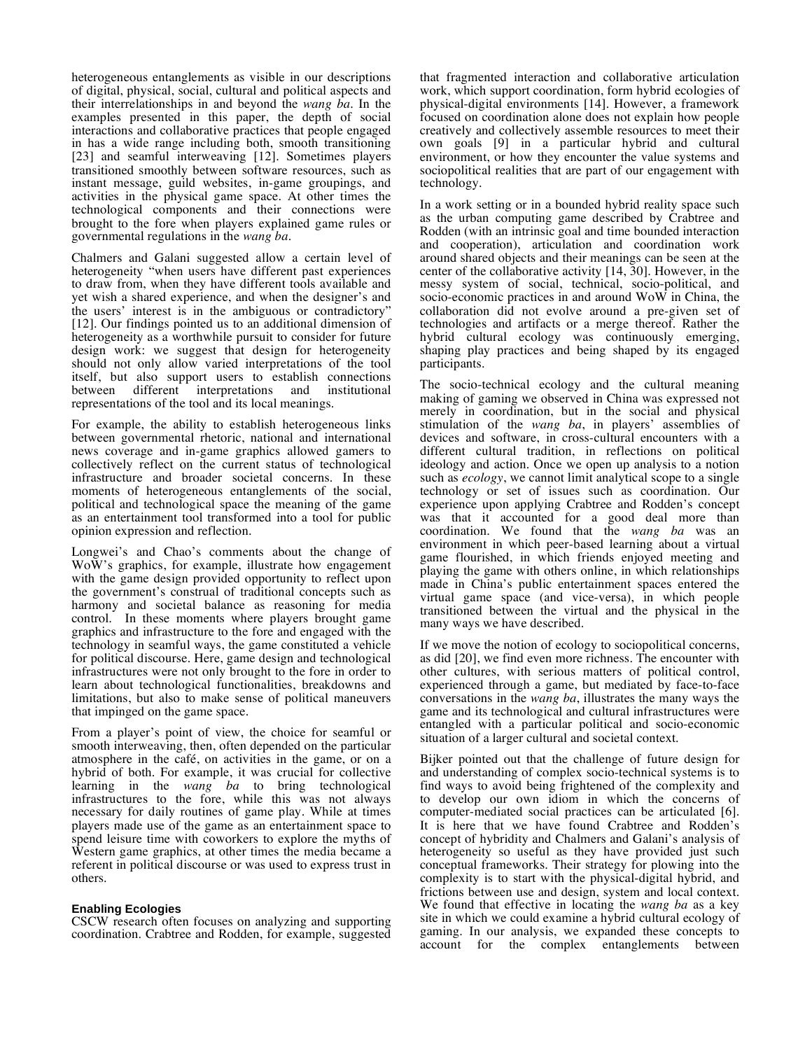heterogeneous entanglements as visible in our descriptions of digital, physical, social, cultural and political aspects and their interrelationships in and beyond the *wang ba*. In the examples presented in this paper, the depth of social interactions and collaborative practices that people engaged in has a wide range including both, smooth transitioning [23] and seamful interweaving [12]. Sometimes players transitioned smoothly between software resources, such as instant message, guild websites, in-game groupings, and activities in the physical game space. At other times the technological components and their connections were brought to the fore when players explained game rules or governmental regulations in the *wang ba*.

Chalmers and Galani suggested allow a certain level of heterogeneity "when users have different past experiences to draw from, when they have different tools available and yet wish a shared experience, and when the designer's and the users' interest is in the ambiguous or contradictory" [12]. Our findings pointed us to an additional dimension of heterogeneity as a worthwhile pursuit to consider for future design work: we suggest that design for heterogeneity should not only allow varied interpretations of the tool itself, but also support users to establish connections between different interpretations and institutional representations of the tool and its local meanings.

For example, the ability to establish heterogeneous links between governmental rhetoric, national and international news coverage and in-game graphics allowed gamers to collectively reflect on the current status of technological infrastructure and broader societal concerns. In these moments of heterogeneous entanglements of the social, political and technological space the meaning of the game as an entertainment tool transformed into a tool for public opinion expression and reflection.

Longwei's and Chao's comments about the change of WoW's graphics, for example, illustrate how engagement with the game design provided opportunity to reflect upon the government's construal of traditional concepts such as harmony and societal balance as reasoning for media control. In these moments where players brought game graphics and infrastructure to the fore and engaged with the technology in seamful ways, the game constituted a vehicle for political discourse. Here, game design and technological infrastructures were not only brought to the fore in order to learn about technological functionalities, breakdowns and limitations, but also to make sense of political maneuvers that impinged on the game space.

From a player's point of view, then, the choice for seamful or smooth interweaving, then, often depended on the particular atmosphere in the café, on activities in the game, or on a hybrid of both. For example, it was crucial for collective learning in the *wang ba* to bring technological infrastructures to the fore, while this was not always necessary for daily routines of game play. While at times players made use of the game as an entertainment space to spend leisure time with coworkers to explore the myths of Western game graphics, at other times the media became a referent in political discourse or was used to express trust in others.

### Enabling Ecologies

CSCW research often focuses on analyzing and supporting coordination. Crabtree and Rodden, for example, suggested that fragmented interaction and collaborative articulation work, which support coordination, form hybrid ecologies of physical-digital environments [14]. However, a framework focused on coordination alone does not explain how people creatively and collectively assemble resources to meet their own goals [9] in a particular hybrid and cultural environment, or how they encounter the value systems and sociopolitical realities that are part of our engagement with technology.

In a work setting or in a bounded hybrid reality space such as the urban computing game described by Crabtree and Rodden (with an intrinsic goal and time bounded interaction and cooperation), articulation and coordination work around shared objects and their meanings can be seen at the center of the collaborative activity [14, 30]. However, in the messy system of social, technical, socio-political, and socio-economic practices in and around WoW in China, the collaboration did not evolve around a pre-given set of technologies and artifacts or a merge thereof. Rather the hybrid cultural ecology was continuously emerging, shaping play practices and being shaped by its engaged participants.

The socio-technical ecology and the cultural meaning making of gaming we observed in China was expressed not merely in coordination, but in the social and physical stimulation of the *wang ba*, in players' assemblies of devices and software, in cross-cultural encounters with a different cultural tradition, in reflections on political ideology and action. Once we open up analysis to a notion such as *ecology*, we cannot limit analytical scope to a single technology or set of issues such as coordination. Our experience upon applying Crabtree and Rodden's concept was that it accounted for a good deal more than coordination. We found that the *wang ba* was an environment in which peer-based learning about a virtual game flourished, in which friends enjoyed meeting and playing the game with others online, in which relationships made in China's public entertainment spaces entered the virtual game space (and vice-versa), in which people transitioned between the virtual and the physical in the many ways we have described.

If we move the notion of ecology to sociopolitical concerns, as did [20], we find even more richness. The encounter with other cultures, with serious matters of political control, experienced through a game, but mediated by face-to-face conversations in the *wang ba*, illustrates the many ways the game and its technological and cultural infrastructures were entangled with a particular political and socio-economic situation of a larger cultural and societal context.

Bijker pointed out that the challenge of future design for and understanding of complex socio-technical systems is to find ways to avoid being frightened of the complexity and to develop our own idiom in which the concerns of computer-mediated social practices can be articulated [6]. It is here that we have found Crabtree and Rodden's concept of hybridity and Chalmers and Galani's analysis of heterogeneity so useful as they have provided just such conceptual frameworks. Their strategy for plowing into the complexity is to start with the physical-digital hybrid, and frictions between use and design, system and local context. We found that effective in locating the *wang ba* as a key site in which we could examine a hybrid cultural ecology of gaming. In our analysis, we expanded these concepts to account for the complex entanglements between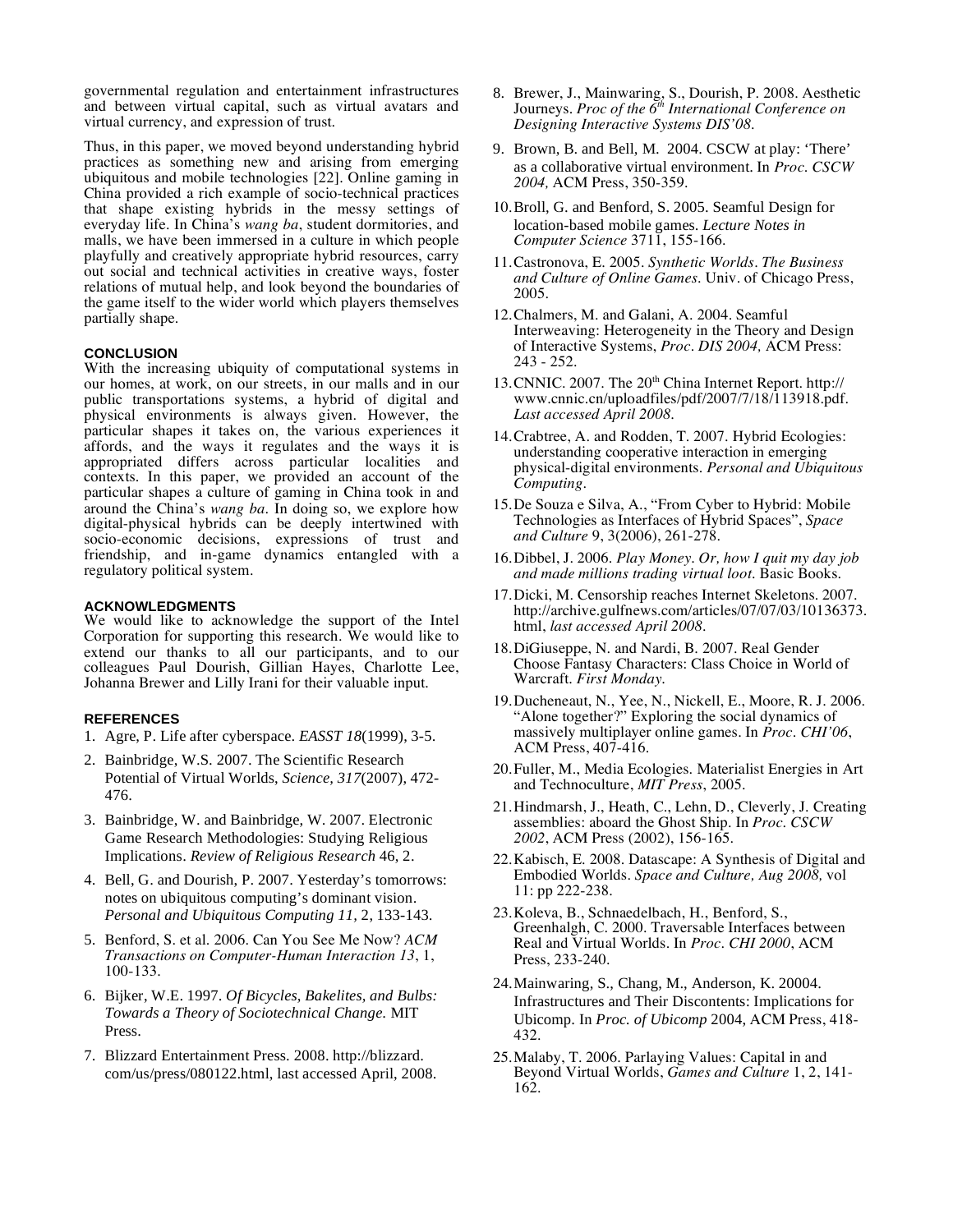governmental regulation and entertainment infrastructures and between virtual capital, such as virtual avatars and virtual currency, and expression of trust.

Thus, in this paper, we moved beyond understanding hybrid practices as something new and arising from emerging ubiquitous and mobile technologies [22]. Online gaming in China provided a rich example of socio-technical practices that shape existing hybrids in the messy settings of everyday life. In China's *wang ba*, student dormitories, and malls, we have been immersed in a culture in which people playfully and creatively appropriate hybrid resources, carry out social and technical activities in creative ways, foster relations of mutual help, and look beyond the boundaries of the game itself to the wider world which players themselves partially shape.

## CONCLUSION

With the increasing ubiquity of computational systems in our homes, at work, on our streets, in our malls and in our public transportations systems, a hybrid of digital and physical environments is always given. However, the particular shapes it takes on, the various experiences it affords, and the ways it regulates and the ways it is appropriated differs across particular localities and contexts. In this paper, we provided an account of the particular shapes a culture of gaming in China took in and around the China's *wang ba*. In doing so, we explore how digital-physical hybrids can be deeply intertwined with socio-economic decisions, expressions of trust and friendship, and in-game dynamics entangled with a regulatory political system.

## ACKNOWLEDGMENTS

We would like to acknowledge the support of the Intel Corporation for supporting this research. We would like to extend our thanks to all our participants, and to our colleagues Paul Dourish, Gillian Hayes, Charlotte Lee, Johanna Brewer and Lilly Irani for their valuable input.

## REFERENCES

1. Agre, P. Life after cyberspace. *EASST 18*(1999), 3-5.
2. Bainbridge, W.S. 2007. The Scientific Research Potential of Virtual Worlds, *Science, 317*(2007), 472-476.
3. Bainbridge, W. and Bainbridge, W. 2007. Electronic Game Research Methodologies: Studying Religious Implications. *Review of Religious Research* 46, 2.
4. Bell, G. and Dourish, P. 2007. Yesterday's tomorrows: notes on ubiquitous computing's dominant vision. *Personal and Ubiquitous Computing 11,* 2, 133-143.
5. Benford, S. et al. 2006. Can You See Me Now? *ACM Transactions on Computer-Human Interaction 13*, 1, 100-133.
6. Bijker, W.E. 1997. *Of Bicycles, Bakelites, and Bulbs: Towards a Theory of Sociotechnical Change.* MIT Press.
7. Blizzard Entertainment Press. 2008. http://blizzard.com/us/press/080122.html, last accessed April, 2008.
8. Brewer, J., Mainwaring, S., Dourish, P. 2008. Aesthetic Journeys. *Proc of the 6th International Conference on Designing Interactive Systems DIS'08.*
9. Brown, B. and Bell, M. 2004. CSCW at play: 'There' as a collaborative virtual environment. In *Proc. CSCW 2004,* ACM Press, 350-359.
10. Broll, G. and Benford, S. 2005. Seamful Design for location-based mobile games. *Lecture Notes in Computer Science* 3711, 155-166.
11. Castronova, E. 2005. *Synthetic Worlds. The Business and Culture of Online Games.* Univ. of Chicago Press, 2005.
12. Chalmers, M. and Galani, A. 2004. Seamful Interweaving: Heterogeneity in the Theory and Design of Interactive Systems, *Proc. DIS 2004,* ACM Press: 243 - 252.
13. CNNIC. 2007. The 20th China Internet Report. http://www.cnnic.cn/uploadfiles/pdf/2007/7/18/113918.pdf. *Last accessed April 2008.*
14. Crabtree, A. and Rodden, T. 2007. Hybrid Ecologies: understanding cooperative interaction in emerging physical-digital environments. *Personal and Ubiquitous Computing.*
15. De Souza e Silva, A., "From Cyber to Hybrid: Mobile Technologies as Interfaces of Hybrid Spaces", *Space and Culture* 9, 3(2006), 261-278.
16. Dibbel, J. 2006. *Play Money. Or, how I quit my day job and made millions trading virtual loot.* Basic Books.
17. Dicki, M. Censorship reaches Internet Skeletons. 2007. http://archive.gulfnews.com/articles/07/07/03/10136373.html, *last accessed April 2008.*
18. DiGiuseppe, N. and Nardi, B. 2007. Real Gender Choose Fantasy Characters: Class Choice in World of Warcraft. *First Monday.*
19. Ducheneaut, N., Yee, N., Nickell, E., Moore, R. J. 2006. "Alone together?" Exploring the social dynamics of massively multiplayer online games. In *Proc. CHI'06*, ACM Press, 407-416.
20. Fuller, M., Media Ecologies. Materialist Energies in Art and Technoculture, *MIT Press*, 2005.
21. Hindmarsh, J., Heath, C., Lehn, D., Cleverly, J. Creating assemblies: aboard the Ghost Ship. In *Proc. CSCW 2002*, ACM Press (2002), 156-165.
22. Kabisch, E. 2008. Datascape: A Synthesis of Digital and Embodied Worlds. *Space and Culture, Aug 2008,* vol 11: pp 222-238.
23. Koleva, B., Schnaedelbach, H., Benford, S., Greenhalgh, C. 2000. Traversable Interfaces between Real and Virtual Worlds. In *Proc. CHI 2000*, ACM Press, 233-240.
24. Mainwaring, S., Chang, M., Anderson, K. 20004. Infrastructures and Their Discontents: Implications for Ubicomp. In *Proc. of Ubicomp* 2004, ACM Press, 418-432.
25. Malaby, T. 2006. Parlaying Values: Capital in and Beyond Virtual Worlds, *Games and Culture* 1, 2, 141-162.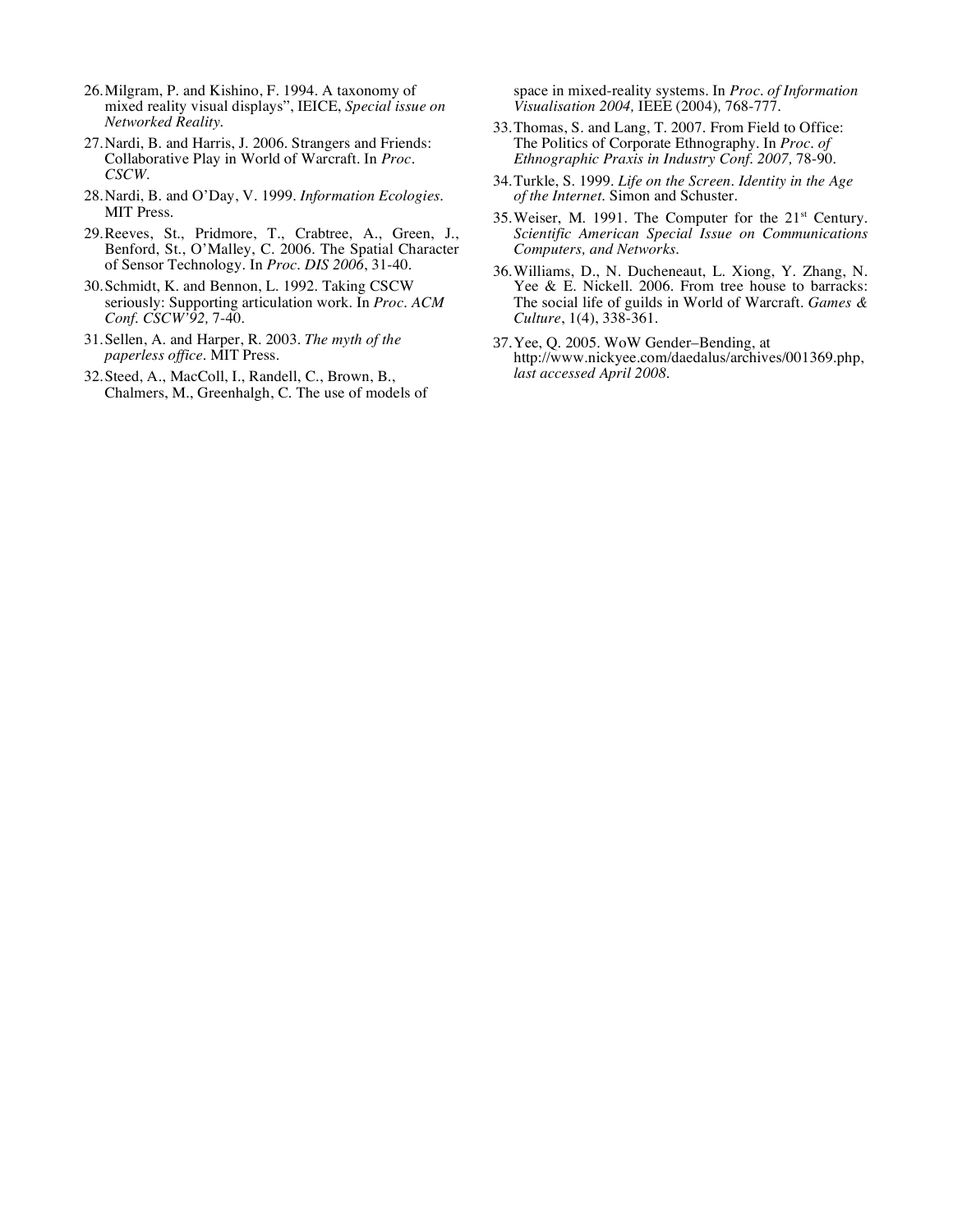26. Milgram, P. and Kishino, F. 1994. A taxonomy of mixed reality visual displays", IEICE, *Special issue on Networked Reality.*
27. Nardi, B. and Harris, J. 2006. Strangers and Friends: Collaborative Play in World of Warcraft. In *Proc. CSCW.*
28. Nardi, B. and O'Day, V. 1999. *Information Ecologies.* MIT Press.
29. Reeves, St., Pridmore, T., Crabtree, A., Green, J., Benford, St., O'Malley, C. 2006. The Spatial Character of Sensor Technology. In *Proc. DIS 2006*, 31-40.
30. Schmidt, K. and Bennon, L. 1992. Taking CSCW seriously: Supporting articulation work. In *Proc. ACM Conf. CSCW'92,* 7-40.
31. Sellen, A. and Harper, R. 2003. *The myth of the paperless office.* MIT Press.
32. Steed, A., MacColl, I., Randell, C., Brown, B., Chalmers, M., Greenhalgh, C. The use of models of space in mixed-reality systems. In *Proc. of Information Visualisation 2004,* IEEE (2004)*,* 768-777.
33. Thomas, S. and Lang, T. 2007. From Field to Office: The Politics of Corporate Ethnography. In *Proc. of Ethnographic Praxis in Industry Conf. 2007,* 78-90.
34. Turkle, S. 1999. *Life on the Screen. Identity in the Age of the Internet.* Simon and Schuster.
35. Weiser, M. 1991. The Computer for the 21st Century. *Scientific American Special Issue on Communications Computers, and Networks.*
36. Williams, D., N. Ducheneaut, L. Xiong, Y. Zhang, N. Yee & E. Nickell. 2006. From tree house to barracks: The social life of guilds in World of Warcraft. *Games & Culture*, 1(4), 338-361.
37. Yee, Q. 2005. WoW Gender–Bending, at http://www.nickyee.com/daedalus/archives/001369.php, *last accessed April 2008.*